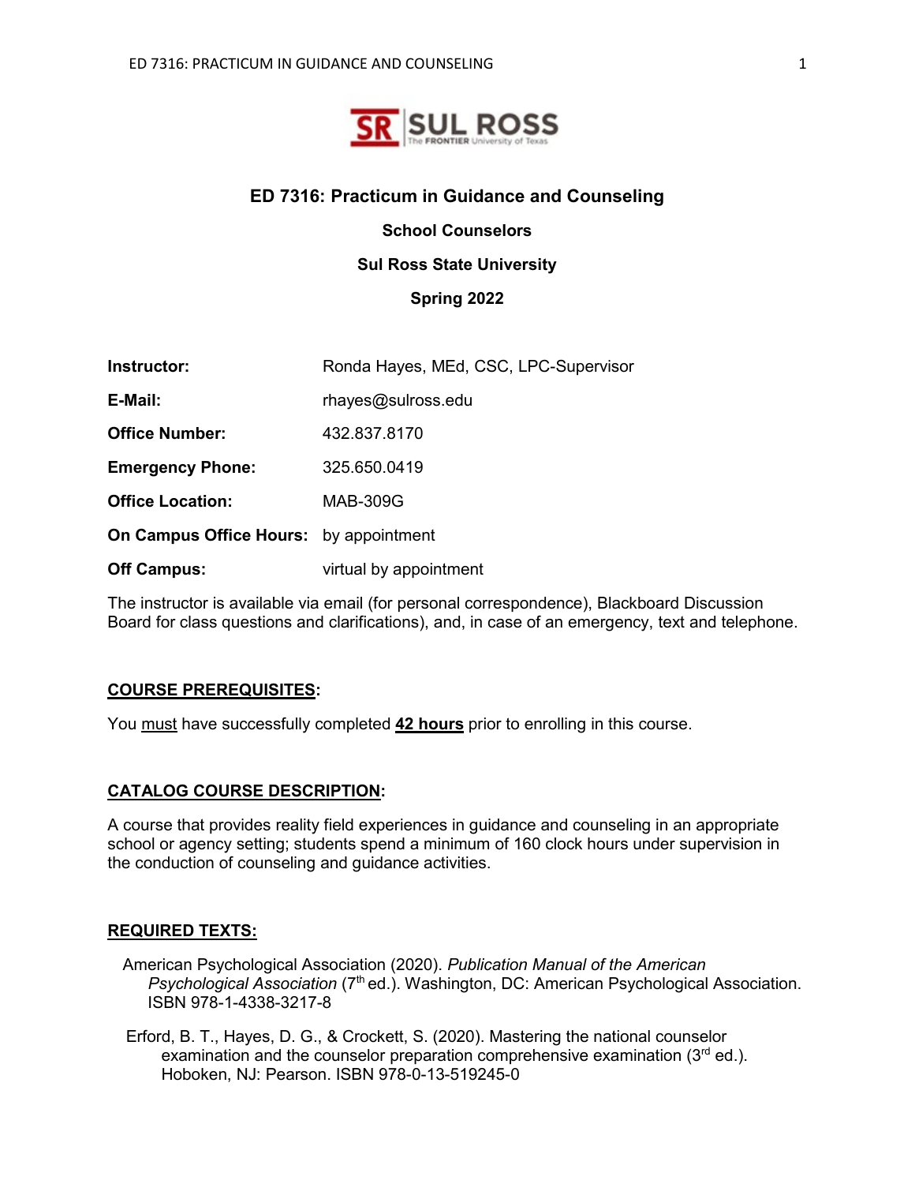# ED 7316: Practicum in Guidance and Counseling

**School Counselors**

**Sul Ross State University**

**Spring 2022**

| | |
|---|---|
| **Instructor:** | Ronda Hayes, MEd, CSC, LPC-Supervisor |
| **E-Mail:** | rhayes@sulross.edu |
| **Office Number:** | 432.837.8170 |
| **Emergency Phone:** | 325.650.0419 |
| **Office Location:** | MAB-309G |
| **On Campus Office Hours:** | by appointment |
| **Off Campus:** | virtual by appointment |

The instructor is available via email (for personal correspondence), Blackboard Discussion Board for class questions and clarifications), and, in case of an emergency, text and telephone.

## COURSE PREREQUISITES:

You must have successfully completed **42 hours** prior to enrolling in this course.

## CATALOG COURSE DESCRIPTION:

A course that provides reality field experiences in guidance and counseling in an appropriate school or agency setting; students spend a minimum of 160 clock hours under supervision in the conduction of counseling and guidance activities.

## REQUIRED TEXTS:

American Psychological Association (2020). *Publication Manual of the American Psychological Association* (7th ed.). Washington, DC: American Psychological Association. ISBN 978-1-4338-3217-8

Erford, B. T., Hayes, D. G., & Crockett, S. (2020). Mastering the national counselor examination and the counselor preparation comprehensive examination (3rd ed.). Hoboken, NJ: Pearson. ISBN 978-0-13-519245-0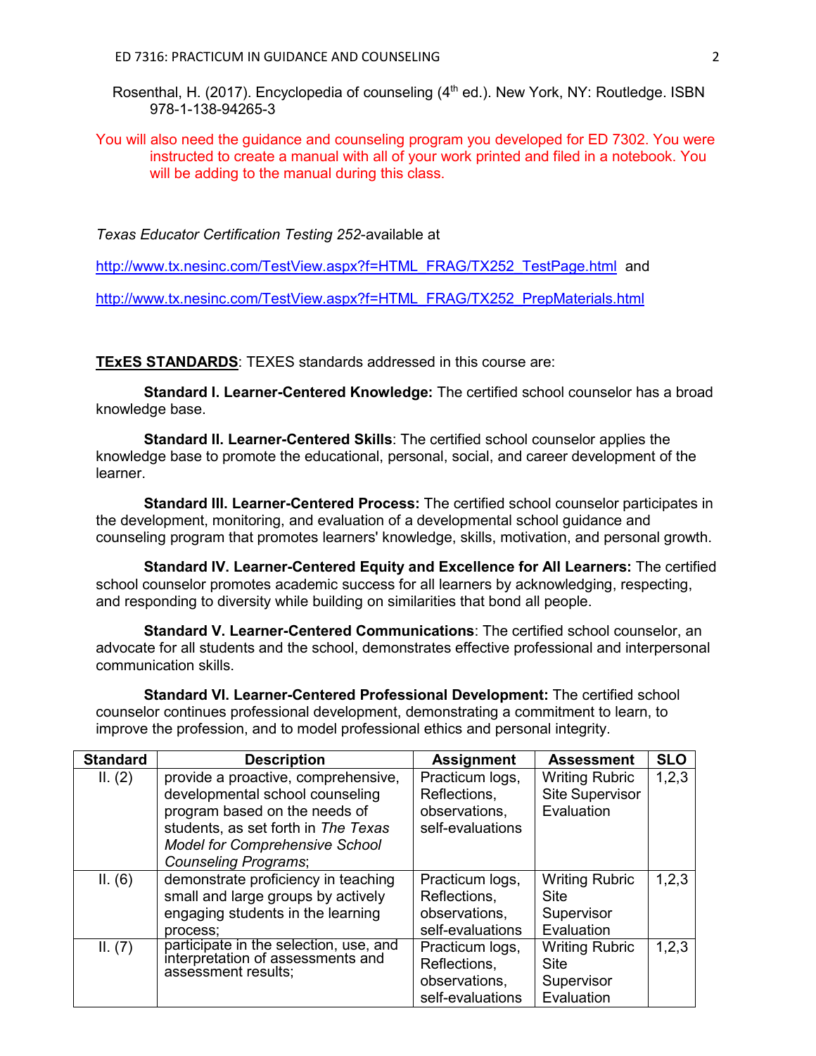Rosenthal, H. (2017). Encyclopedia of counseling (4th ed.). New York, NY: Routledge. ISBN 978-1-138-94265-3

You will also need the guidance and counseling program you developed for ED 7302. You were instructed to create a manual with all of your work printed and filed in a notebook. You will be adding to the manual during this class.

*Texas Educator Certification Testing 252*-available at

http://www.tx.nesinc.com/TestView.aspx?f=HTML_FRAG/TX252_TestPage.html and

http://www.tx.nesinc.com/TestView.aspx?f=HTML_FRAG/TX252_PrepMaterials.html

**TExES STANDARDS**: TEXES standards addressed in this course are:

**Standard I. Learner-Centered Knowledge:** The certified school counselor has a broad knowledge base.

**Standard II. Learner-Centered Skills**: The certified school counselor applies the knowledge base to promote the educational, personal, social, and career development of the learner.

**Standard III. Learner-Centered Process:** The certified school counselor participates in the development, monitoring, and evaluation of a developmental school guidance and counseling program that promotes learners' knowledge, skills, motivation, and personal growth.

**Standard IV. Learner-Centered Equity and Excellence for All Learners:** The certified school counselor promotes academic success for all learners by acknowledging, respecting, and responding to diversity while building on similarities that bond all people.

**Standard V. Learner-Centered Communications**: The certified school counselor, an advocate for all students and the school, demonstrates effective professional and interpersonal communication skills.

**Standard VI. Learner-Centered Professional Development:** The certified school counselor continues professional development, demonstrating a commitment to learn, to improve the profession, and to model professional ethics and personal integrity.

| Standard | Description | Assignment | Assessment | SLO |
|---|---|---|---|---|
| II. (2) | provide a proactive, comprehensive, developmental school counseling program based on the needs of students, as set forth in *The Texas Model for Comprehensive School Counseling Programs*; | Practicum logs, Reflections, observations, self-evaluations | Writing Rubric Site Supervisor Evaluation | 1,2,3 |
| II. (6) | demonstrate proficiency in teaching small and large groups by actively engaging students in the learning process; | Practicum logs, Reflections, observations, self-evaluations | Writing Rubric Site Supervisor Evaluation | 1,2,3 |
| II. (7) | participate in the selection, use, and interpretation of assessments and assessment results; | Practicum logs, Reflections, observations, self-evaluations | Writing Rubric Site Supervisor Evaluation | 1,2,3 |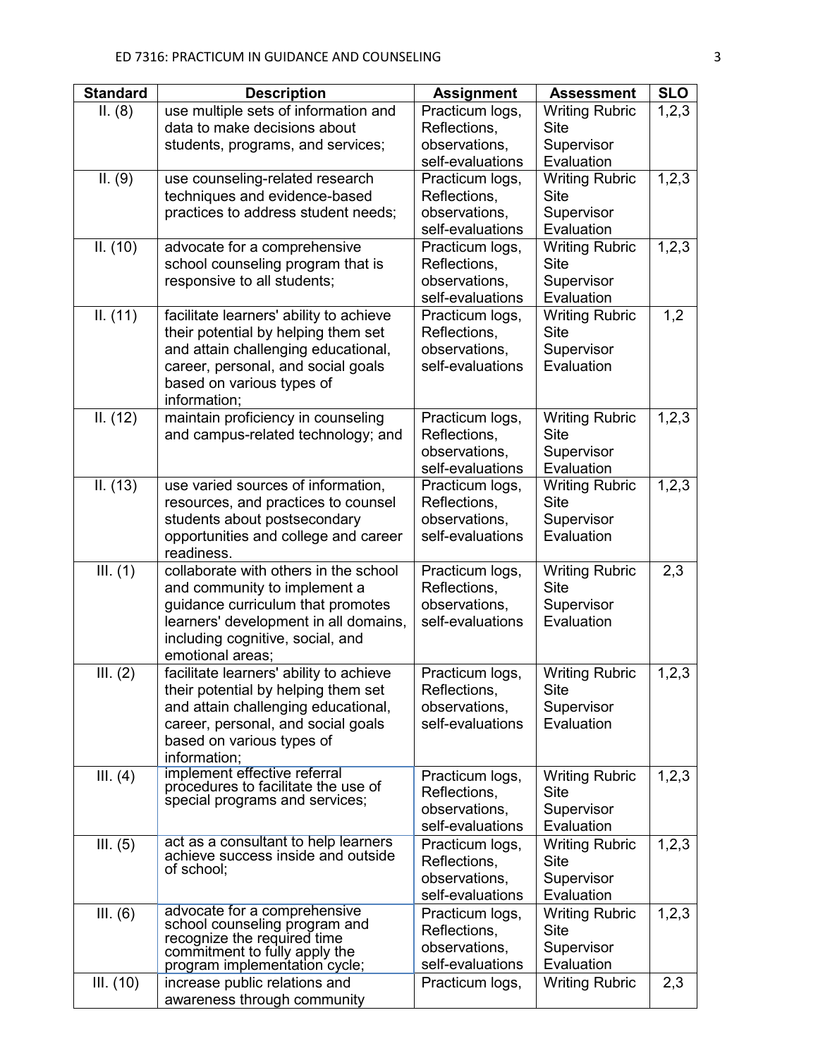| Standard | Description | Assignment | Assessment | SLO |
|---|---|---|---|---|
| II. (8) | use multiple sets of information and data to make decisions about students, programs, and services; | Practicum logs, Reflections, observations, self-evaluations | Writing Rubric Site Supervisor Evaluation | 1,2,3 |
| II. (9) | use counseling-related research techniques and evidence-based practices to address student needs; | Practicum logs, Reflections, observations, self-evaluations | Writing Rubric Site Supervisor Evaluation | 1,2,3 |
| II. (10) | advocate for a comprehensive school counseling program that is responsive to all students; | Practicum logs, Reflections, observations, self-evaluations | Writing Rubric Site Supervisor Evaluation | 1,2,3 |
| II. (11) | facilitate learners' ability to achieve their potential by helping them set and attain challenging educational, career, personal, and social goals based on various types of information; | Practicum logs, Reflections, observations, self-evaluations | Writing Rubric Site Supervisor Evaluation | 1,2 |
| II. (12) | maintain proficiency in counseling and campus-related technology; and | Practicum logs, Reflections, observations, self-evaluations | Writing Rubric Site Supervisor Evaluation | 1,2,3 |
| II. (13) | use varied sources of information, resources, and practices to counsel students about postsecondary opportunities and college and career readiness. | Practicum logs, Reflections, observations, self-evaluations | Writing Rubric Site Supervisor Evaluation | 1,2,3 |
| III. (1) | collaborate with others in the school and community to implement a guidance curriculum that promotes learners' development in all domains, including cognitive, social, and emotional areas; | Practicum logs, Reflections, observations, self-evaluations | Writing Rubric Site Supervisor Evaluation | 2,3 |
| III. (2) | facilitate learners' ability to achieve their potential by helping them set and attain challenging educational, career, personal, and social goals based on various types of information; | Practicum logs, Reflections, observations, self-evaluations | Writing Rubric Site Supervisor Evaluation | 1,2,3 |
| III. (4) | implement effective referral procedures to facilitate the use of special programs and services; | Practicum logs, Reflections, observations, self-evaluations | Writing Rubric Site Supervisor Evaluation | 1,2,3 |
| III. (5) | act as a consultant to help learners achieve success inside and outside of school; | Practicum logs, Reflections, observations, self-evaluations | Writing Rubric Site Supervisor Evaluation | 1,2,3 |
| III. (6) | advocate for a comprehensive school counseling program and recognize the required time commitment to fully apply the program implementation cycle; | Practicum logs, Reflections, observations, self-evaluations | Writing Rubric Site Supervisor Evaluation | 1,2,3 |
| III. (10) | increase public relations and awareness through community | Practicum logs, | Writing Rubric | 2,3 |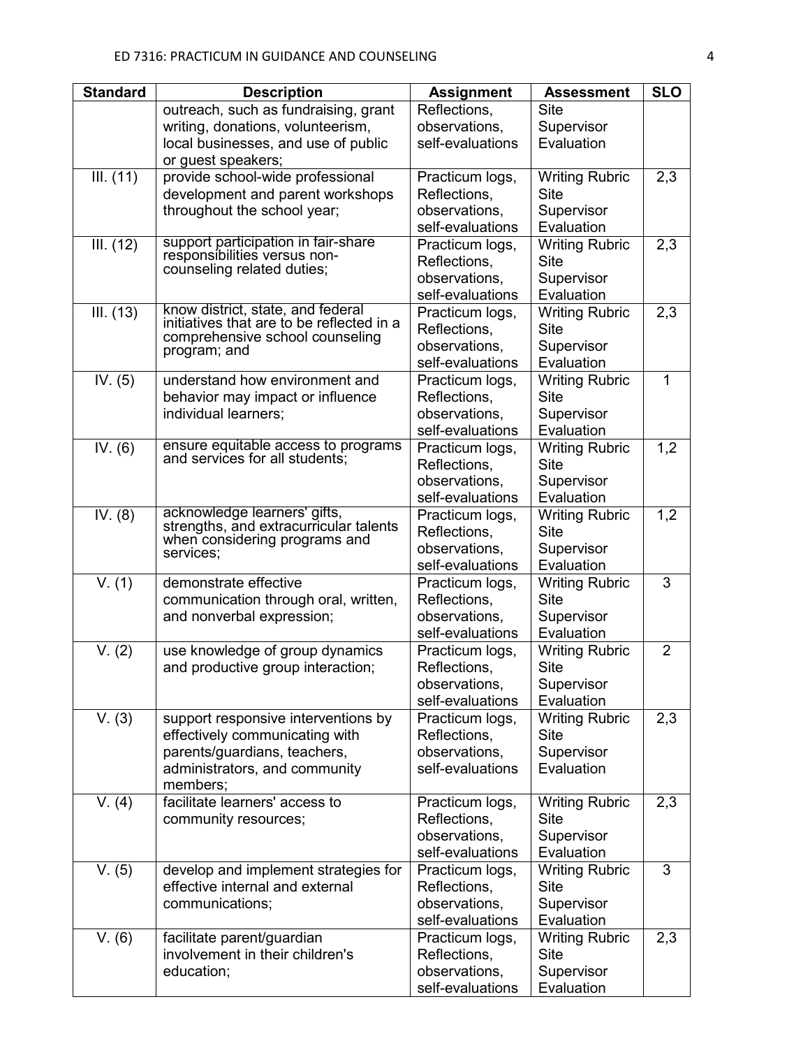| Standard | Description | Assignment | Assessment | SLO |
|---|---|---|---|---|
| | outreach, such as fundraising, grant writing, donations, volunteerism, local businesses, and use of public or guest speakers; | Reflections, observations, self-evaluations | Site Supervisor Evaluation | |
| III. (11) | provide school-wide professional development and parent workshops throughout the school year; | Practicum logs, Reflections, observations, self-evaluations | Writing Rubric Site Supervisor Evaluation | 2,3 |
| III. (12) | support participation in fair-share responsibilities versus non-counseling related duties; | Practicum logs, Reflections, observations, self-evaluations | Writing Rubric Site Supervisor Evaluation | 2,3 |
| III. (13) | know district, state, and federal initiatives that are to be reflected in a comprehensive school counseling program; and | Practicum logs, Reflections, observations, self-evaluations | Writing Rubric Site Supervisor Evaluation | 2,3 |
| IV. (5) | understand how environment and behavior may impact or influence individual learners; | Practicum logs, Reflections, observations, self-evaluations | Writing Rubric Site Supervisor Evaluation | 1 |
| IV. (6) | ensure equitable access to programs and services for all students; | Practicum logs, Reflections, observations, self-evaluations | Writing Rubric Site Supervisor Evaluation | 1,2 |
| IV. (8) | acknowledge learners' gifts, strengths, and extracurricular talents when considering programs and services; | Practicum logs, Reflections, observations, self-evaluations | Writing Rubric Site Supervisor Evaluation | 1,2 |
| V. (1) | demonstrate effective communication through oral, written, and nonverbal expression; | Practicum logs, Reflections, observations, self-evaluations | Writing Rubric Site Supervisor Evaluation | 3 |
| V. (2) | use knowledge of group dynamics and productive group interaction; | Practicum logs, Reflections, observations, self-evaluations | Writing Rubric Site Supervisor Evaluation | 2 |
| V. (3) | support responsive interventions by effectively communicating with parents/guardians, teachers, administrators, and community members; | Practicum logs, Reflections, observations, self-evaluations | Writing Rubric Site Supervisor Evaluation | 2,3 |
| V. (4) | facilitate learners' access to community resources; | Practicum logs, Reflections, observations, self-evaluations | Writing Rubric Site Supervisor Evaluation | 2,3 |
| V. (5) | develop and implement strategies for effective internal and external communications; | Practicum logs, Reflections, observations, self-evaluations | Writing Rubric Site Supervisor Evaluation | 3 |
| V. (6) | facilitate parent/guardian involvement in their children's education; | Practicum logs, Reflections, observations, self-evaluations | Writing Rubric Site Supervisor Evaluation | 2,3 |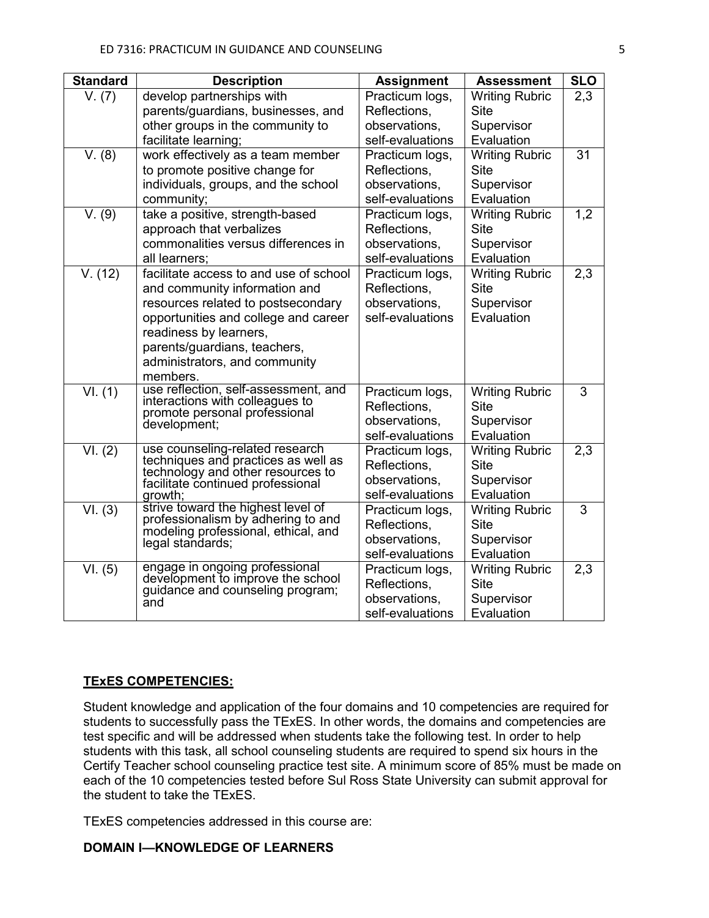| Standard | Description | Assignment | Assessment | SLO |
| --- | --- | --- | --- | --- |
| V. (7) | develop partnerships with parents/guardians, businesses, and other groups in the community to facilitate learning; | Practicum logs, Reflections, observations, self-evaluations | Writing Rubric Site Supervisor Evaluation | 2,3 |
| V. (8) | work effectively as a team member to promote positive change for individuals, groups, and the school community; | Practicum logs, Reflections, observations, self-evaluations | Writing Rubric Site Supervisor Evaluation | 31 |
| V. (9) | take a positive, strength-based approach that verbalizes commonalities versus differences in all learners; | Practicum logs, Reflections, observations, self-evaluations | Writing Rubric Site Supervisor Evaluation | 1,2 |
| V. (12) | facilitate access to and use of school and community information and resources related to postsecondary opportunities and college and career readiness by learners, parents/guardians, teachers, administrators, and community members. | Practicum logs, Reflections, observations, self-evaluations | Writing Rubric Site Supervisor Evaluation | 2,3 |
| VI. (1) | use reflection, self-assessment, and interactions with colleagues to promote personal professional development; | Practicum logs, Reflections, observations, self-evaluations | Writing Rubric Site Supervisor Evaluation | 3 |
| VI. (2) | use counseling-related research techniques and practices as well as technology and other resources to facilitate continued professional growth; | Practicum logs, Reflections, observations, self-evaluations | Writing Rubric Site Supervisor Evaluation | 2,3 |
| VI. (3) | strive toward the highest level of professionalism by adhering to and modeling professional, ethical, and legal standards; | Practicum logs, Reflections, observations, self-evaluations | Writing Rubric Site Supervisor Evaluation | 3 |
| VI. (5) | engage in ongoing professional development to improve the school guidance and counseling program; and | Practicum logs, Reflections, observations, self-evaluations | Writing Rubric Site Supervisor Evaluation | 2,3 |

## TExES COMPETENCIES:

Student knowledge and application of the four domains and 10 competencies are required for students to successfully pass the TExES. In other words, the domains and competencies are test specific and will be addressed when students take the following test. In order to help students with this task, all school counseling students are required to spend six hours in the Certify Teacher school counseling practice test site. A minimum score of 85% must be made on each of the 10 competencies tested before Sul Ross State University can submit approval for the student to take the TExES.

TExES competencies addressed in this course are:

**DOMAIN I—KNOWLEDGE OF LEARNERS**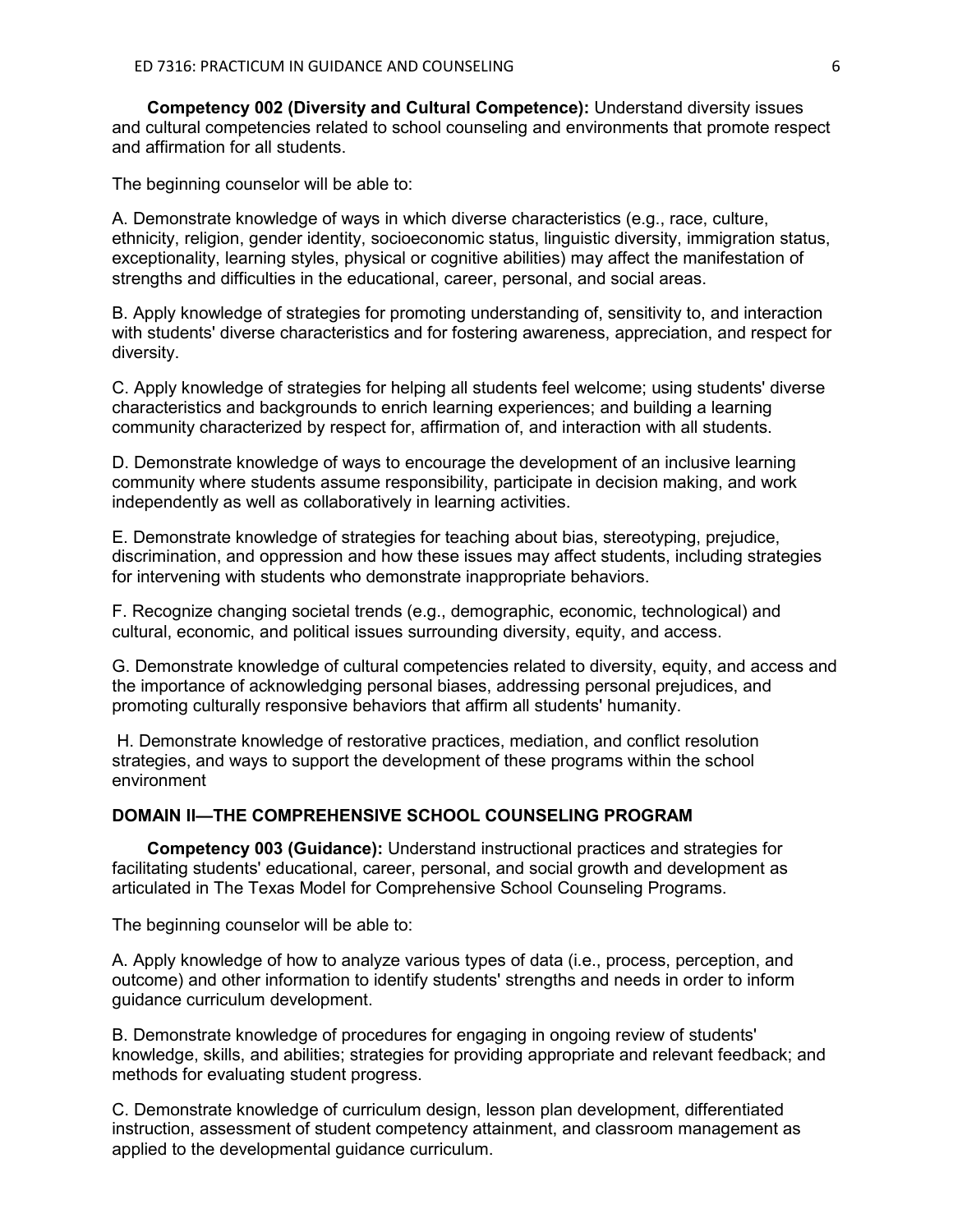**Competency 002 (Diversity and Cultural Competence):** Understand diversity issues and cultural competencies related to school counseling and environments that promote respect and affirmation for all students.

The beginning counselor will be able to:

A. Demonstrate knowledge of ways in which diverse characteristics (e.g., race, culture, ethnicity, religion, gender identity, socioeconomic status, linguistic diversity, immigration status, exceptionality, learning styles, physical or cognitive abilities) may affect the manifestation of strengths and difficulties in the educational, career, personal, and social areas.

B. Apply knowledge of strategies for promoting understanding of, sensitivity to, and interaction with students' diverse characteristics and for fostering awareness, appreciation, and respect for diversity.

C. Apply knowledge of strategies for helping all students feel welcome; using students' diverse characteristics and backgrounds to enrich learning experiences; and building a learning community characterized by respect for, affirmation of, and interaction with all students.

D. Demonstrate knowledge of ways to encourage the development of an inclusive learning community where students assume responsibility, participate in decision making, and work independently as well as collaboratively in learning activities.

E. Demonstrate knowledge of strategies for teaching about bias, stereotyping, prejudice, discrimination, and oppression and how these issues may affect students, including strategies for intervening with students who demonstrate inappropriate behaviors.

F. Recognize changing societal trends (e.g., demographic, economic, technological) and cultural, economic, and political issues surrounding diversity, equity, and access.

G. Demonstrate knowledge of cultural competencies related to diversity, equity, and access and the importance of acknowledging personal biases, addressing personal prejudices, and promoting culturally responsive behaviors that affirm all students' humanity.

H. Demonstrate knowledge of restorative practices, mediation, and conflict resolution strategies, and ways to support the development of these programs within the school environment

## DOMAIN II—THE COMPREHENSIVE SCHOOL COUNSELING PROGRAM

**Competency 003 (Guidance):** Understand instructional practices and strategies for facilitating students' educational, career, personal, and social growth and development as articulated in The Texas Model for Comprehensive School Counseling Programs.

The beginning counselor will be able to:

A. Apply knowledge of how to analyze various types of data (i.e., process, perception, and outcome) and other information to identify students' strengths and needs in order to inform guidance curriculum development.

B. Demonstrate knowledge of procedures for engaging in ongoing review of students' knowledge, skills, and abilities; strategies for providing appropriate and relevant feedback; and methods for evaluating student progress.

C. Demonstrate knowledge of curriculum design, lesson plan development, differentiated instruction, assessment of student competency attainment, and classroom management as applied to the developmental guidance curriculum.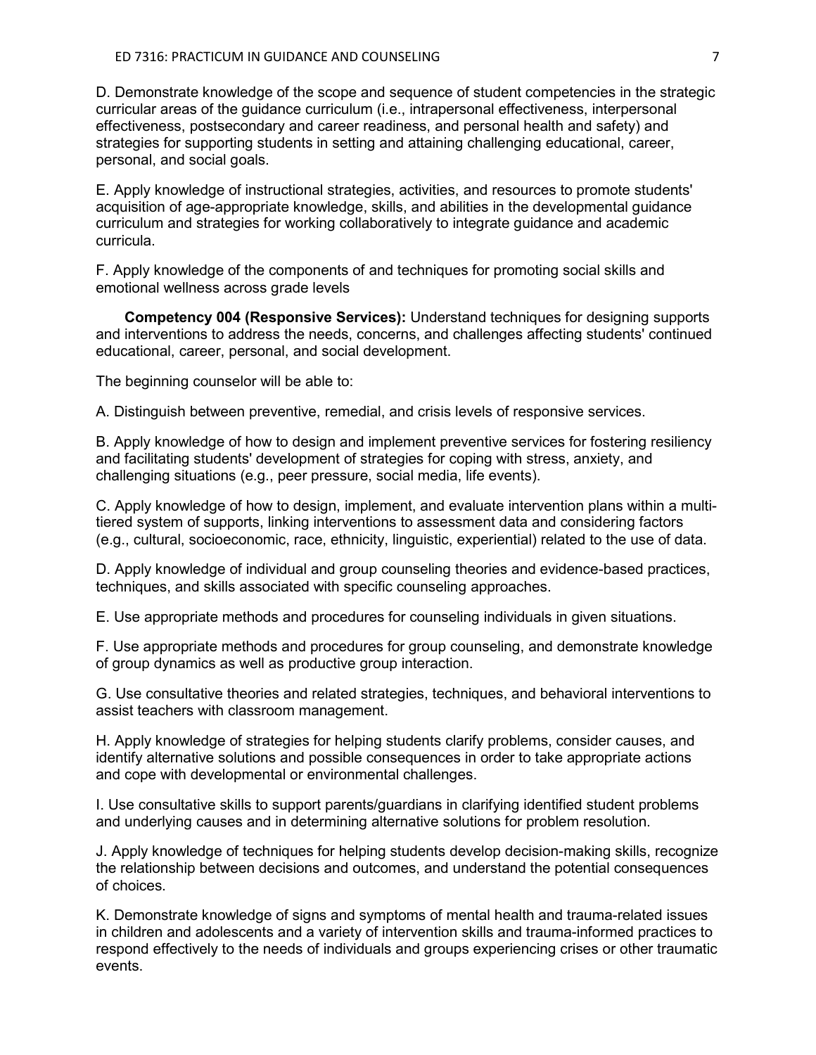D. Demonstrate knowledge of the scope and sequence of student competencies in the strategic curricular areas of the guidance curriculum (i.e., intrapersonal effectiveness, interpersonal effectiveness, postsecondary and career readiness, and personal health and safety) and strategies for supporting students in setting and attaining challenging educational, career, personal, and social goals.

E. Apply knowledge of instructional strategies, activities, and resources to promote students' acquisition of age-appropriate knowledge, skills, and abilities in the developmental guidance curriculum and strategies for working collaboratively to integrate guidance and academic curricula.

F. Apply knowledge of the components of and techniques for promoting social skills and emotional wellness across grade levels

**Competency 004 (Responsive Services):** Understand techniques for designing supports and interventions to address the needs, concerns, and challenges affecting students' continued educational, career, personal, and social development.

The beginning counselor will be able to:

A. Distinguish between preventive, remedial, and crisis levels of responsive services.

B. Apply knowledge of how to design and implement preventive services for fostering resiliency and facilitating students' development of strategies for coping with stress, anxiety, and challenging situations (e.g., peer pressure, social media, life events).

C. Apply knowledge of how to design, implement, and evaluate intervention plans within a multi-tiered system of supports, linking interventions to assessment data and considering factors (e.g., cultural, socioeconomic, race, ethnicity, linguistic, experiential) related to the use of data.

D. Apply knowledge of individual and group counseling theories and evidence-based practices, techniques, and skills associated with specific counseling approaches.

E. Use appropriate methods and procedures for counseling individuals in given situations.

F. Use appropriate methods and procedures for group counseling, and demonstrate knowledge of group dynamics as well as productive group interaction.

G. Use consultative theories and related strategies, techniques, and behavioral interventions to assist teachers with classroom management.

H. Apply knowledge of strategies for helping students clarify problems, consider causes, and identify alternative solutions and possible consequences in order to take appropriate actions and cope with developmental or environmental challenges.

I. Use consultative skills to support parents/guardians in clarifying identified student problems and underlying causes and in determining alternative solutions for problem resolution.

J. Apply knowledge of techniques for helping students develop decision-making skills, recognize the relationship between decisions and outcomes, and understand the potential consequences of choices.

K. Demonstrate knowledge of signs and symptoms of mental health and trauma-related issues in children and adolescents and a variety of intervention skills and trauma-informed practices to respond effectively to the needs of individuals and groups experiencing crises or other traumatic events.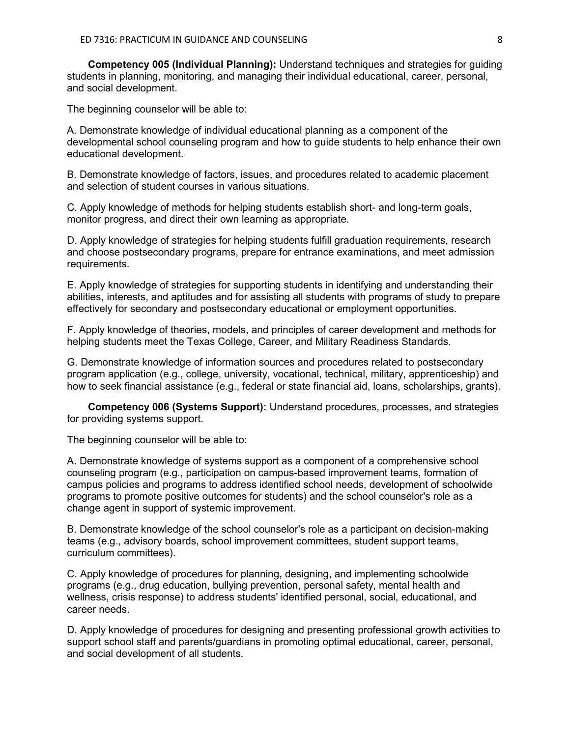**Competency 005 (Individual Planning):** Understand techniques and strategies for guiding students in planning, monitoring, and managing their individual educational, career, personal, and social development.

The beginning counselor will be able to:

A. Demonstrate knowledge of individual educational planning as a component of the developmental school counseling program and how to guide students to help enhance their own educational development.

B. Demonstrate knowledge of factors, issues, and procedures related to academic placement and selection of student courses in various situations.

C. Apply knowledge of methods for helping students establish short- and long-term goals, monitor progress, and direct their own learning as appropriate.

D. Apply knowledge of strategies for helping students fulfill graduation requirements, research and choose postsecondary programs, prepare for entrance examinations, and meet admission requirements.

E. Apply knowledge of strategies for supporting students in identifying and understanding their abilities, interests, and aptitudes and for assisting all students with programs of study to prepare effectively for secondary and postsecondary educational or employment opportunities.

F. Apply knowledge of theories, models, and principles of career development and methods for helping students meet the Texas College, Career, and Military Readiness Standards.

G. Demonstrate knowledge of information sources and procedures related to postsecondary program application (e.g., college, university, vocational, technical, military, apprenticeship) and how to seek financial assistance (e.g., federal or state financial aid, loans, scholarships, grants).

**Competency 006 (Systems Support):** Understand procedures, processes, and strategies for providing systems support.

The beginning counselor will be able to:

A. Demonstrate knowledge of systems support as a component of a comprehensive school counseling program (e.g., participation on campus-based improvement teams, formation of campus policies and programs to address identified school needs, development of schoolwide programs to promote positive outcomes for students) and the school counselor's role as a change agent in support of systemic improvement.

B. Demonstrate knowledge of the school counselor's role as a participant on decision-making teams (e.g., advisory boards, school improvement committees, student support teams, curriculum committees).

C. Apply knowledge of procedures for planning, designing, and implementing schoolwide programs (e.g., drug education, bullying prevention, personal safety, mental health and wellness, crisis response) to address students' identified personal, social, educational, and career needs.

D. Apply knowledge of procedures for designing and presenting professional growth activities to support school staff and parents/guardians in promoting optimal educational, career, personal, and social development of all students.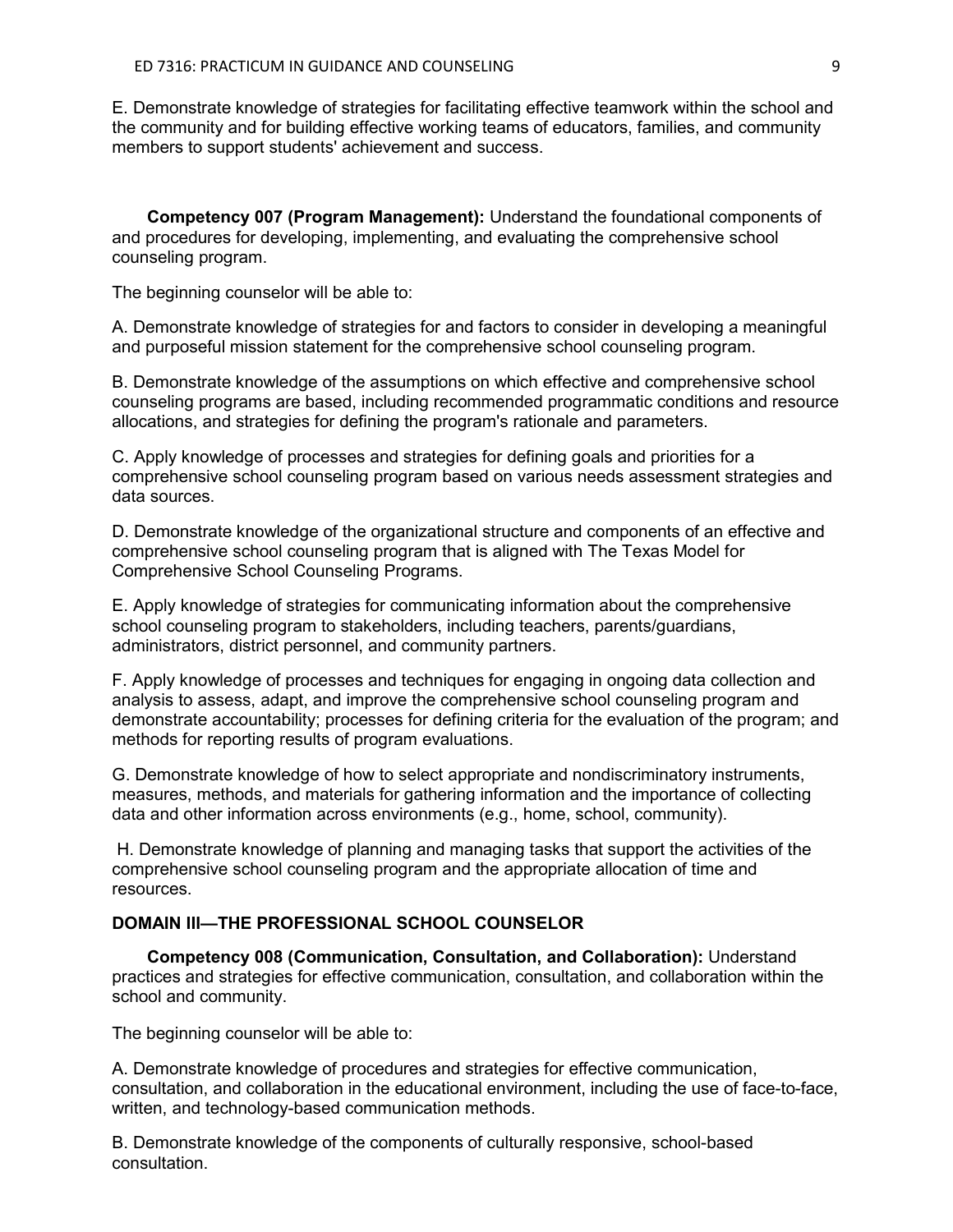E. Demonstrate knowledge of strategies for facilitating effective teamwork within the school and the community and for building effective working teams of educators, families, and community members to support students' achievement and success.

**Competency 007 (Program Management):** Understand the foundational components of and procedures for developing, implementing, and evaluating the comprehensive school counseling program.

The beginning counselor will be able to:

A. Demonstrate knowledge of strategies for and factors to consider in developing a meaningful and purposeful mission statement for the comprehensive school counseling program.

B. Demonstrate knowledge of the assumptions on which effective and comprehensive school counseling programs are based, including recommended programmatic conditions and resource allocations, and strategies for defining the program's rationale and parameters.

C. Apply knowledge of processes and strategies for defining goals and priorities for a comprehensive school counseling program based on various needs assessment strategies and data sources.

D. Demonstrate knowledge of the organizational structure and components of an effective and comprehensive school counseling program that is aligned with The Texas Model for Comprehensive School Counseling Programs.

E. Apply knowledge of strategies for communicating information about the comprehensive school counseling program to stakeholders, including teachers, parents/guardians, administrators, district personnel, and community partners.

F. Apply knowledge of processes and techniques for engaging in ongoing data collection and analysis to assess, adapt, and improve the comprehensive school counseling program and demonstrate accountability; processes for defining criteria for the evaluation of the program; and methods for reporting results of program evaluations.

G. Demonstrate knowledge of how to select appropriate and nondiscriminatory instruments, measures, methods, and materials for gathering information and the importance of collecting data and other information across environments (e.g., home, school, community).

H. Demonstrate knowledge of planning and managing tasks that support the activities of the comprehensive school counseling program and the appropriate allocation of time and resources.

**DOMAIN III—THE PROFESSIONAL SCHOOL COUNSELOR**

**Competency 008 (Communication, Consultation, and Collaboration):** Understand practices and strategies for effective communication, consultation, and collaboration within the school and community.

The beginning counselor will be able to:

A. Demonstrate knowledge of procedures and strategies for effective communication, consultation, and collaboration in the educational environment, including the use of face-to-face, written, and technology-based communication methods.

B. Demonstrate knowledge of the components of culturally responsive, school-based consultation.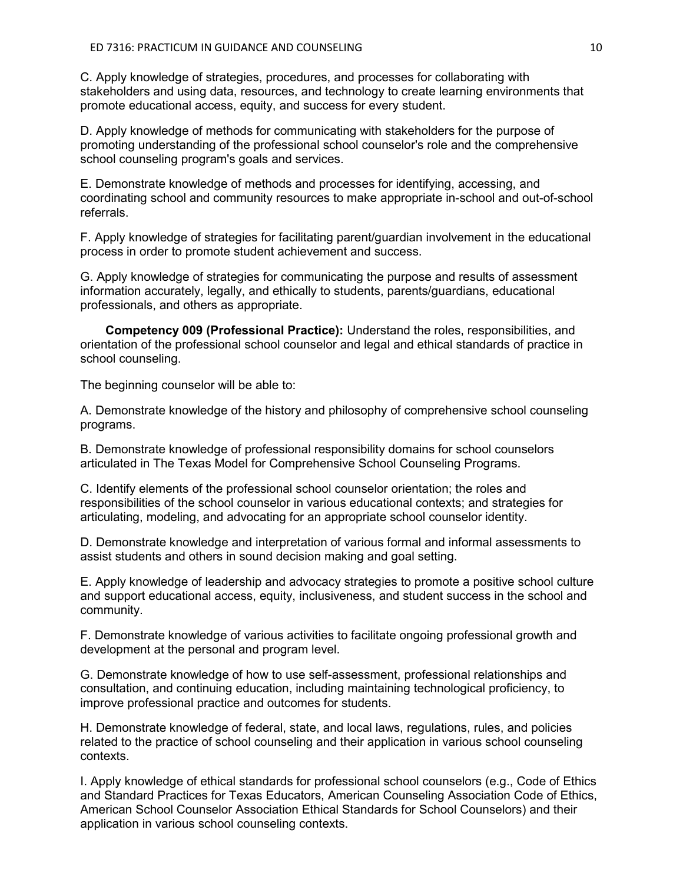C. Apply knowledge of strategies, procedures, and processes for collaborating with stakeholders and using data, resources, and technology to create learning environments that promote educational access, equity, and success for every student.

D. Apply knowledge of methods for communicating with stakeholders for the purpose of promoting understanding of the professional school counselor's role and the comprehensive school counseling program's goals and services.

E. Demonstrate knowledge of methods and processes for identifying, accessing, and coordinating school and community resources to make appropriate in-school and out-of-school referrals.

F. Apply knowledge of strategies for facilitating parent/guardian involvement in the educational process in order to promote student achievement and success.

G. Apply knowledge of strategies for communicating the purpose and results of assessment information accurately, legally, and ethically to students, parents/guardians, educational professionals, and others as appropriate.

**Competency 009 (Professional Practice):** Understand the roles, responsibilities, and orientation of the professional school counselor and legal and ethical standards of practice in school counseling.

The beginning counselor will be able to:

A. Demonstrate knowledge of the history and philosophy of comprehensive school counseling programs.

B. Demonstrate knowledge of professional responsibility domains for school counselors articulated in The Texas Model for Comprehensive School Counseling Programs.

C. Identify elements of the professional school counselor orientation; the roles and responsibilities of the school counselor in various educational contexts; and strategies for articulating, modeling, and advocating for an appropriate school counselor identity.

D. Demonstrate knowledge and interpretation of various formal and informal assessments to assist students and others in sound decision making and goal setting.

E. Apply knowledge of leadership and advocacy strategies to promote a positive school culture and support educational access, equity, inclusiveness, and student success in the school and community.

F. Demonstrate knowledge of various activities to facilitate ongoing professional growth and development at the personal and program level.

G. Demonstrate knowledge of how to use self-assessment, professional relationships and consultation, and continuing education, including maintaining technological proficiency, to improve professional practice and outcomes for students.

H. Demonstrate knowledge of federal, state, and local laws, regulations, rules, and policies related to the practice of school counseling and their application in various school counseling contexts.

I. Apply knowledge of ethical standards for professional school counselors (e.g., Code of Ethics and Standard Practices for Texas Educators, American Counseling Association Code of Ethics, American School Counselor Association Ethical Standards for School Counselors) and their application in various school counseling contexts.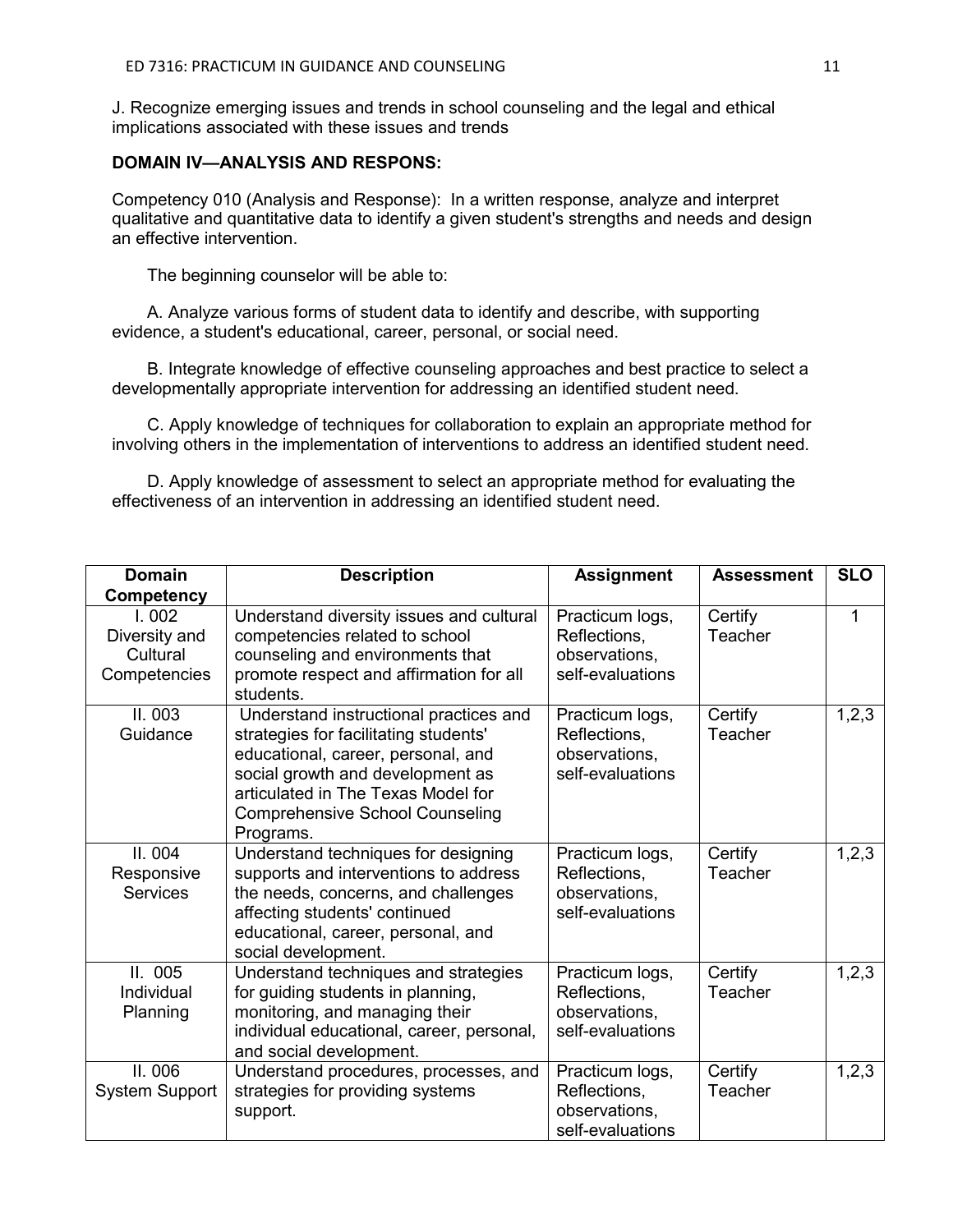J. Recognize emerging issues and trends in school counseling and the legal and ethical implications associated with these issues and trends

**DOMAIN IV—ANALYSIS AND RESPONS:**

Competency 010 (Analysis and Response): In a written response, analyze and interpret qualitative and quantitative data to identify a given student's strengths and needs and design an effective intervention.

The beginning counselor will be able to:

A. Analyze various forms of student data to identify and describe, with supporting evidence, a student's educational, career, personal, or social need.

B. Integrate knowledge of effective counseling approaches and best practice to select a developmentally appropriate intervention for addressing an identified student need.

C. Apply knowledge of techniques for collaboration to explain an appropriate method for involving others in the implementation of interventions to address an identified student need.

D. Apply knowledge of assessment to select an appropriate method for evaluating the effectiveness of an intervention in addressing an identified student need.

| Domain Competency | Description | Assignment | Assessment | SLO |
|---|---|---|---|---|
| I. 002 Diversity and Cultural Competencies | Understand diversity issues and cultural competencies related to school counseling and environments that promote respect and affirmation for all students. | Practicum logs, Reflections, observations, self-evaluations | Certify Teacher | 1 |
| II. 003 Guidance | Understand instructional practices and strategies for facilitating students' educational, career, personal, and social growth and development as articulated in The Texas Model for Comprehensive School Counseling Programs. | Practicum logs, Reflections, observations, self-evaluations | Certify Teacher | 1,2,3 |
| II. 004 Responsive Services | Understand techniques for designing supports and interventions to address the needs, concerns, and challenges affecting students' continued educational, career, personal, and social development. | Practicum logs, Reflections, observations, self-evaluations | Certify Teacher | 1,2,3 |
| II. 005 Individual Planning | Understand techniques and strategies for guiding students in planning, monitoring, and managing their individual educational, career, personal, and social development. | Practicum logs, Reflections, observations, self-evaluations | Certify Teacher | 1,2,3 |
| II. 006 System Support | Understand procedures, processes, and strategies for providing systems support. | Practicum logs, Reflections, observations, self-evaluations | Certify Teacher | 1,2,3 |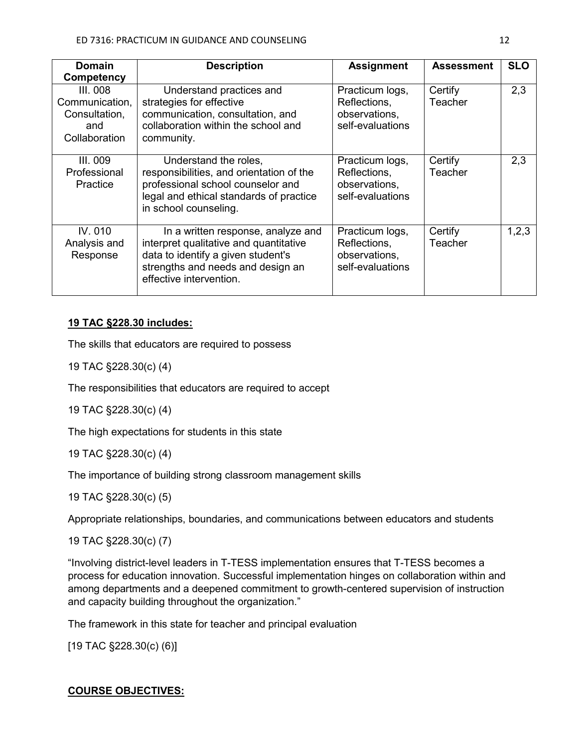| Domain Competency | Description | Assignment | Assessment | SLO |
|---|---|---|---|---|
| III. 008 Communication, Consultation, and Collaboration | Understand practices and strategies for effective communication, consultation, and collaboration within the school and community. | Practicum logs, Reflections, observations, self-evaluations | Certify Teacher | 2,3 |
| III. 009 Professional Practice | Understand the roles, responsibilities, and orientation of the professional school counselor and legal and ethical standards of practice in school counseling. | Practicum logs, Reflections, observations, self-evaluations | Certify Teacher | 2,3 |
| IV. 010 Analysis and Response | In a written response, analyze and interpret qualitative and quantitative data to identify a given student's strengths and needs and design an effective intervention. | Practicum logs, Reflections, observations, self-evaluations | Certify Teacher | 1,2,3 |

**19 TAC §228.30 includes:**

The skills that educators are required to possess

19 TAC §228.30(c) (4)

The responsibilities that educators are required to accept

19 TAC §228.30(c) (4)

The high expectations for students in this state

19 TAC §228.30(c) (4)

The importance of building strong classroom management skills

19 TAC §228.30(c) (5)

Appropriate relationships, boundaries, and communications between educators and students

19 TAC §228.30(c) (7)

"Involving district-level leaders in T-TESS implementation ensures that T-TESS becomes a process for education innovation. Successful implementation hinges on collaboration within and among departments and a deepened commitment to growth-centered supervision of instruction and capacity building throughout the organization."

The framework in this state for teacher and principal evaluation

[19 TAC §228.30(c) (6)]

**COURSE OBJECTIVES:**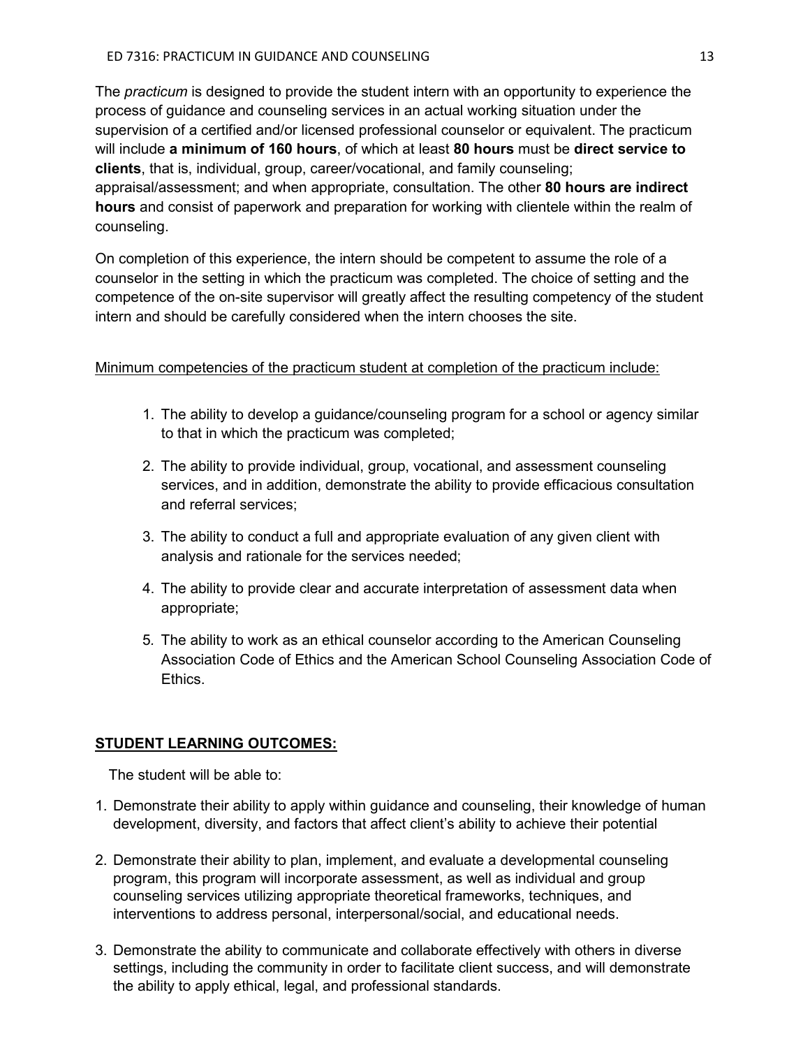The *practicum* is designed to provide the student intern with an opportunity to experience the process of guidance and counseling services in an actual working situation under the supervision of a certified and/or licensed professional counselor or equivalent. The practicum will include **a minimum of 160 hours**, of which at least **80 hours** must be **direct service to clients**, that is, individual, group, career/vocational, and family counseling; appraisal/assessment; and when appropriate, consultation. The other **80 hours are indirect hours** and consist of paperwork and preparation for working with clientele within the realm of counseling.

On completion of this experience, the intern should be competent to assume the role of a counselor in the setting in which the practicum was completed. The choice of setting and the competence of the on-site supervisor will greatly affect the resulting competency of the student intern and should be carefully considered when the intern chooses the site.

Minimum competencies of the practicum student at completion of the practicum include:

1. The ability to develop a guidance/counseling program for a school or agency similar to that in which the practicum was completed;
2. The ability to provide individual, group, vocational, and assessment counseling services, and in addition, demonstrate the ability to provide efficacious consultation and referral services;
3. The ability to conduct a full and appropriate evaluation of any given client with analysis and rationale for the services needed;
4. The ability to provide clear and accurate interpretation of assessment data when appropriate;
5. The ability to work as an ethical counselor according to the American Counseling Association Code of Ethics and the American School Counseling Association Code of Ethics.

## STUDENT LEARNING OUTCOMES:

The student will be able to:

1. Demonstrate their ability to apply within guidance and counseling, their knowledge of human development, diversity, and factors that affect client's ability to achieve their potential
2. Demonstrate their ability to plan, implement, and evaluate a developmental counseling program, this program will incorporate assessment, as well as individual and group counseling services utilizing appropriate theoretical frameworks, techniques, and interventions to address personal, interpersonal/social, and educational needs.
3. Demonstrate the ability to communicate and collaborate effectively with others in diverse settings, including the community in order to facilitate client success, and will demonstrate the ability to apply ethical, legal, and professional standards.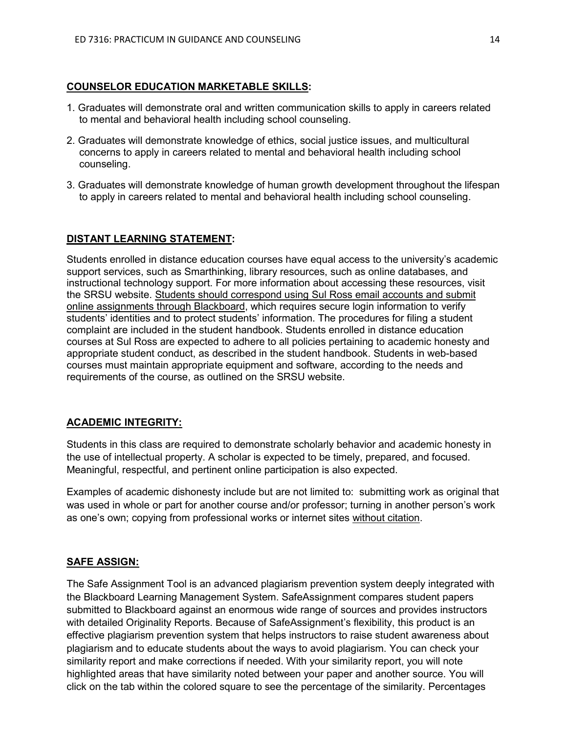## **COUNSELOR EDUCATION MARKETABLE SKILLS:**

1. Graduates will demonstrate oral and written communication skills to apply in careers related to mental and behavioral health including school counseling.
2. Graduates will demonstrate knowledge of ethics, social justice issues, and multicultural concerns to apply in careers related to mental and behavioral health including school counseling.
3. Graduates will demonstrate knowledge of human growth development throughout the lifespan to apply in careers related to mental and behavioral health including school counseling.

## **DISTANT LEARNING STATEMENT:**

Students enrolled in distance education courses have equal access to the university's academic support services, such as Smarthinking, library resources, such as online databases, and instructional technology support. For more information about accessing these resources, visit the SRSU website. Students should correspond using Sul Ross email accounts and submit online assignments through Blackboard, which requires secure login information to verify students' identities and to protect students' information. The procedures for filing a student complaint are included in the student handbook. Students enrolled in distance education courses at Sul Ross are expected to adhere to all policies pertaining to academic honesty and appropriate student conduct, as described in the student handbook. Students in web-based courses must maintain appropriate equipment and software, according to the needs and requirements of the course, as outlined on the SRSU website.

## **ACADEMIC INTEGRITY:**

Students in this class are required to demonstrate scholarly behavior and academic honesty in the use of intellectual property. A scholar is expected to be timely, prepared, and focused. Meaningful, respectful, and pertinent online participation is also expected.

Examples of academic dishonesty include but are not limited to: submitting work as original that was used in whole or part for another course and/or professor; turning in another person's work as one's own; copying from professional works or internet sites without citation.

## **SAFE ASSIGN:**

The Safe Assignment Tool is an advanced plagiarism prevention system deeply integrated with the Blackboard Learning Management System. SafeAssignment compares student papers submitted to Blackboard against an enormous wide range of sources and provides instructors with detailed Originality Reports. Because of SafeAssignment's flexibility, this product is an effective plagiarism prevention system that helps instructors to raise student awareness about plagiarism and to educate students about the ways to avoid plagiarism. You can check your similarity report and make corrections if needed. With your similarity report, you will note highlighted areas that have similarity noted between your paper and another source. You will click on the tab within the colored square to see the percentage of the similarity. Percentages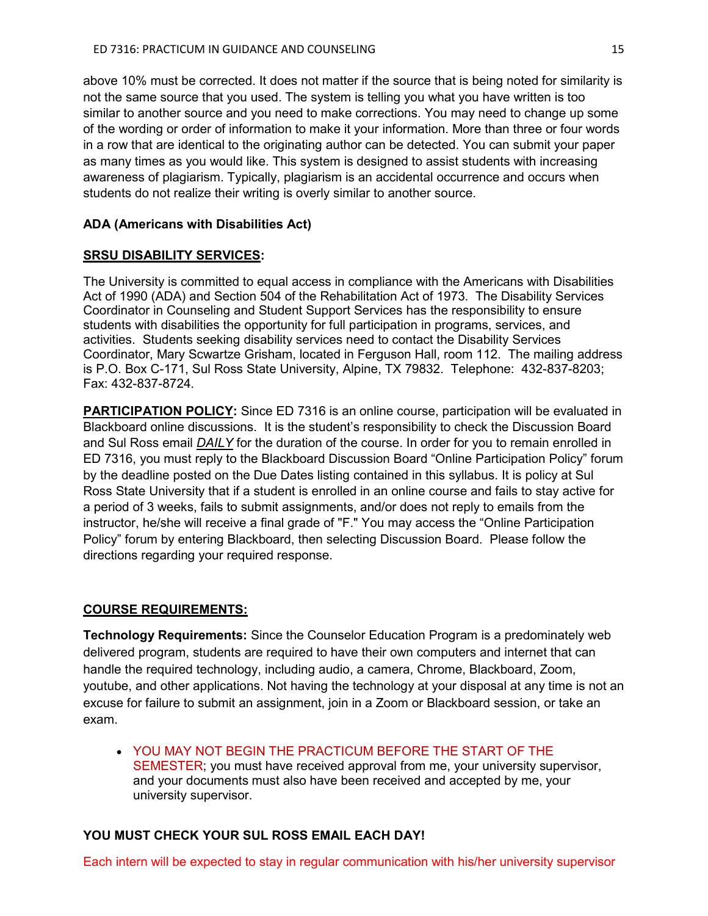above 10% must be corrected. It does not matter if the source that is being noted for similarity is not the same source that you used. The system is telling you what you have written is too similar to another source and you need to make corrections. You may need to change up some of the wording or order of information to make it your information. More than three or four words in a row that are identical to the originating author can be detected. You can submit your paper as many times as you would like. This system is designed to assist students with increasing awareness of plagiarism. Typically, plagiarism is an accidental occurrence and occurs when students do not realize their writing is overly similar to another source.

**ADA (Americans with Disabilities Act)**

**SRSU DISABILITY SERVICES:**

The University is committed to equal access in compliance with the Americans with Disabilities Act of 1990 (ADA) and Section 504 of the Rehabilitation Act of 1973. The Disability Services Coordinator in Counseling and Student Support Services has the responsibility to ensure students with disabilities the opportunity for full participation in programs, services, and activities. Students seeking disability services need to contact the Disability Services Coordinator, Mary Scwartze Grisham, located in Ferguson Hall, room 112. The mailing address is P.O. Box C-171, Sul Ross State University, Alpine, TX 79832. Telephone: 432-837-8203; Fax: 432-837-8724.

**PARTICIPATION POLICY:** Since ED 7316 is an online course, participation will be evaluated in Blackboard online discussions. It is the student's responsibility to check the Discussion Board and Sul Ross email ***DAILY*** for the duration of the course. In order for you to remain enrolled in ED 7316, you must reply to the Blackboard Discussion Board "Online Participation Policy" forum by the deadline posted on the Due Dates listing contained in this syllabus. It is policy at Sul Ross State University that if a student is enrolled in an online course and fails to stay active for a period of 3 weeks, fails to submit assignments, and/or does not reply to emails from the instructor, he/she will receive a final grade of "F." You may access the "Online Participation Policy" forum by entering Blackboard, then selecting Discussion Board. Please follow the directions regarding your required response.

**COURSE REQUIREMENTS:**

**Technology Requirements:** Since the Counselor Education Program is a predominately web delivered program, students are required to have their own computers and internet that can handle the required technology, including audio, a camera, Chrome, Blackboard, Zoom, youtube, and other applications. Not having the technology at your disposal at any time is not an excuse for failure to submit an assignment, join in a Zoom or Blackboard session, or take an exam.

- YOU MAY NOT BEGIN THE PRACTICUM BEFORE THE START OF THE SEMESTER; you must have received approval from me, your university supervisor, and your documents must also have been received and accepted by me, your university supervisor.

**YOU MUST CHECK YOUR SUL ROSS EMAIL EACH DAY!**

Each intern will be expected to stay in regular communication with his/her university supervisor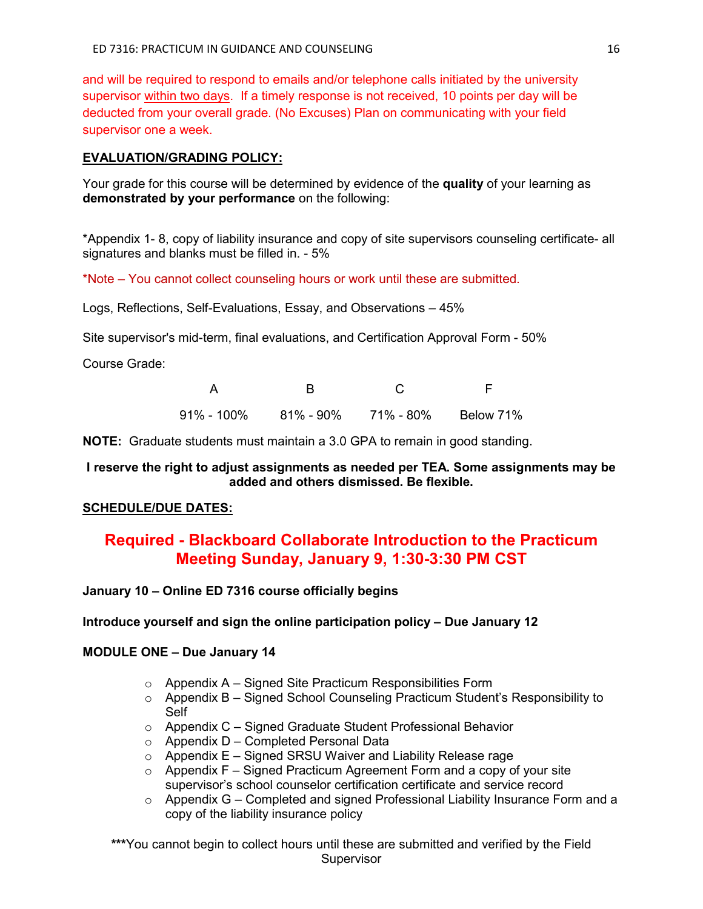and will be required to respond to emails and/or telephone calls initiated by the university supervisor <u>within two days</u>. If a timely response is not received, 10 points per day will be deducted from your overall grade. (No Excuses) Plan on communicating with your field supervisor one a week.

## <u>EVALUATION/GRADING POLICY:</u>

Your grade for this course will be determined by evidence of the **quality** of your learning as **demonstrated by your performance** on the following:

*Appendix 1- 8, copy of liability insurance and copy of site supervisors counseling certificate- all signatures and blanks must be filled in. - 5%

*Note – You cannot collect counseling hours or work until these are submitted.

Logs, Reflections, Self-Evaluations, Essay, and Observations – 45%

Site supervisor's mid-term, final evaluations, and Certification Approval Form - 50%

Course Grade:

| A | B | C | F |
|---|---|---|---|
| 91% - 100% | 81% - 90% | 71% - 80% | Below 71% |

**NOTE:** Graduate students must maintain a 3.0 GPA to remain in good standing.

**I reserve the right to adjust assignments as needed per TEA. Some assignments may be added and others dismissed. Be flexible.**

## <u>SCHEDULE/DUE DATES:</u>

## Required - Blackboard Collaborate Introduction to the Practicum Meeting Sunday, January 9, 1:30-3:30 PM CST

**January 10 – Online ED 7316 course officially begins**

**Introduce yourself and sign the online participation policy – Due January 12**

**MODULE ONE – Due January 14**

- Appendix A – Signed Site Practicum Responsibilities Form
- Appendix B – Signed School Counseling Practicum Student's Responsibility to Self
- Appendix C – Signed Graduate Student Professional Behavior
- Appendix D – Completed Personal Data
- Appendix E – Signed SRSU Waiver and Liability Release rage
- Appendix F – Signed Practicum Agreement Form and a copy of your site supervisor's school counselor certification certificate and service record
- Appendix G – Completed and signed Professional Liability Insurance Form and a copy of the liability insurance policy

***You cannot begin to collect hours until these are submitted and verified by the Field Supervisor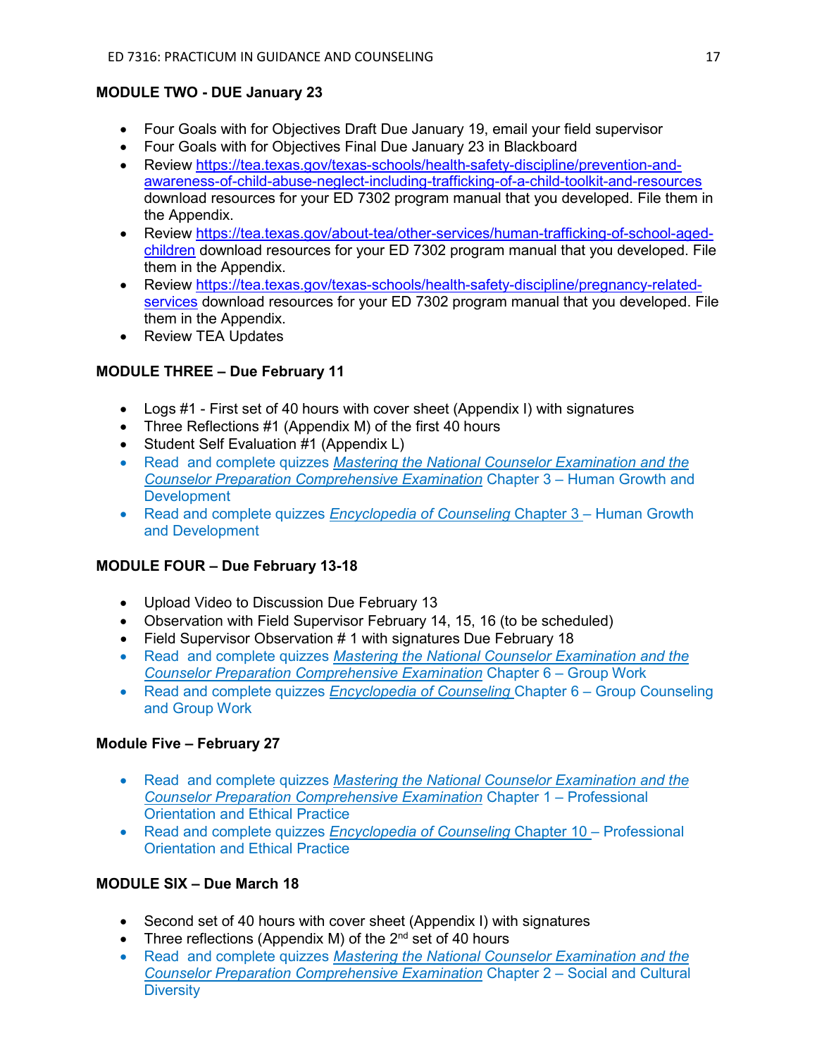**MODULE TWO - DUE January 23**

- Four Goals with for Objectives Draft Due January 19, email your field supervisor
- Four Goals with for Objectives Final Due January 23 in Blackboard
- Review https://tea.texas.gov/texas-schools/health-safety-discipline/prevention-and-awareness-of-child-abuse-neglect-including-trafficking-of-a-child-toolkit-and-resources download resources for your ED 7302 program manual that you developed. File them in the Appendix.
- Review https://tea.texas.gov/about-tea/other-services/human-trafficking-of-school-aged-children download resources for your ED 7302 program manual that you developed. File them in the Appendix.
- Review https://tea.texas.gov/texas-schools/health-safety-discipline/pregnancy-related-services download resources for your ED 7302 program manual that you developed. File them in the Appendix.
- Review TEA Updates

**MODULE THREE – Due February 11**

- Logs #1 - First set of 40 hours with cover sheet (Appendix I) with signatures
- Three Reflections #1 (Appendix M) of the first 40 hours
- Student Self Evaluation #1 (Appendix L)
- Read and complete quizzes *Mastering the National Counselor Examination and the Counselor Preparation Comprehensive Examination* Chapter 3 – Human Growth and Development
- Read and complete quizzes *Encyclopedia of Counseling* Chapter 3 – Human Growth and Development

**MODULE FOUR – Due February 13-18**

- Upload Video to Discussion Due February 13
- Observation with Field Supervisor February 14, 15, 16 (to be scheduled)
- Field Supervisor Observation # 1 with signatures Due February 18
- Read and complete quizzes *Mastering the National Counselor Examination and the Counselor Preparation Comprehensive Examination* Chapter 6 – Group Work
- Read and complete quizzes *Encyclopedia of Counseling* Chapter 6 – Group Counseling and Group Work

**Module Five – February 27**

- Read and complete quizzes *Mastering the National Counselor Examination and the Counselor Preparation Comprehensive Examination* Chapter 1 – Professional Orientation and Ethical Practice
- Read and complete quizzes *Encyclopedia of Counseling* Chapter 10 – Professional Orientation and Ethical Practice

**MODULE SIX – Due March 18**

- Second set of 40 hours with cover sheet (Appendix I) with signatures
- Three reflections (Appendix M) of the 2nd set of 40 hours
- Read and complete quizzes *Mastering the National Counselor Examination and the Counselor Preparation Comprehensive Examination* Chapter 2 – Social and Cultural Diversity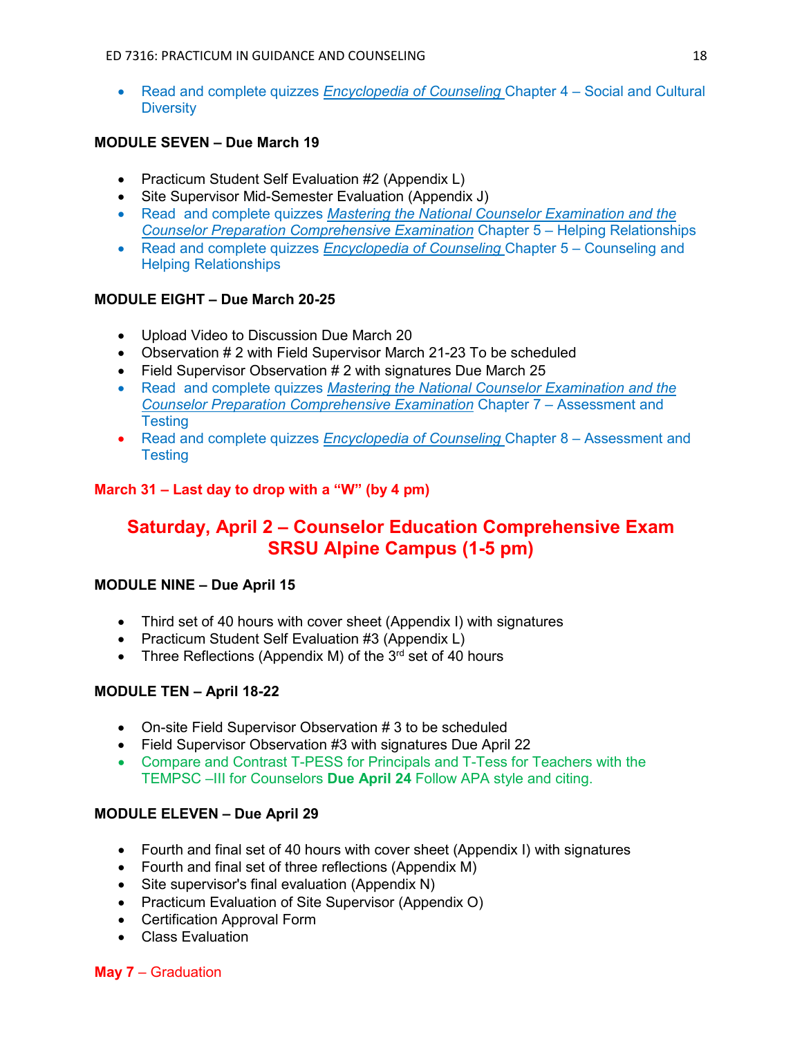- Read and complete quizzes *Encyclopedia of Counseling* Chapter 4 – Social and Cultural Diversity

**MODULE SEVEN – Due March 19**

- Practicum Student Self Evaluation #2 (Appendix L)
- Site Supervisor Mid-Semester Evaluation (Appendix J)
- Read and complete quizzes *Mastering the National Counselor Examination and the Counselor Preparation Comprehensive Examination* Chapter 5 – Helping Relationships
- Read and complete quizzes *Encyclopedia of Counseling* Chapter 5 – Counseling and Helping Relationships

**MODULE EIGHT – Due March 20-25**

- Upload Video to Discussion Due March 20
- Observation # 2 with Field Supervisor March 21-23 To be scheduled
- Field Supervisor Observation # 2 with signatures Due March 25
- Read and complete quizzes *Mastering the National Counselor Examination and the Counselor Preparation Comprehensive Examination* Chapter 7 – Assessment and Testing
- Read and complete quizzes *Encyclopedia of Counseling* Chapter 8 – Assessment and Testing

**March 31 – Last day to drop with a "W" (by 4 pm)**

## Saturday, April 2 – Counselor Education Comprehensive Exam SRSU Alpine Campus (1-5 pm)

**MODULE NINE – Due April 15**

- Third set of 40 hours with cover sheet (Appendix I) with signatures
- Practicum Student Self Evaluation #3 (Appendix L)
- Three Reflections (Appendix M) of the 3rd set of 40 hours

**MODULE TEN – April 18-22**

- On-site Field Supervisor Observation # 3 to be scheduled
- Field Supervisor Observation #3 with signatures Due April 22
- Compare and Contrast T-PESS for Principals and T-Tess for Teachers with the TEMPSC –III for Counselors **Due April 24** Follow APA style and citing.

**MODULE ELEVEN – Due April 29**

- Fourth and final set of 40 hours with cover sheet (Appendix I) with signatures
- Fourth and final set of three reflections (Appendix M)
- Site supervisor's final evaluation (Appendix N)
- Practicum Evaluation of Site Supervisor (Appendix O)
- Certification Approval Form
- Class Evaluation

**May 7** – Graduation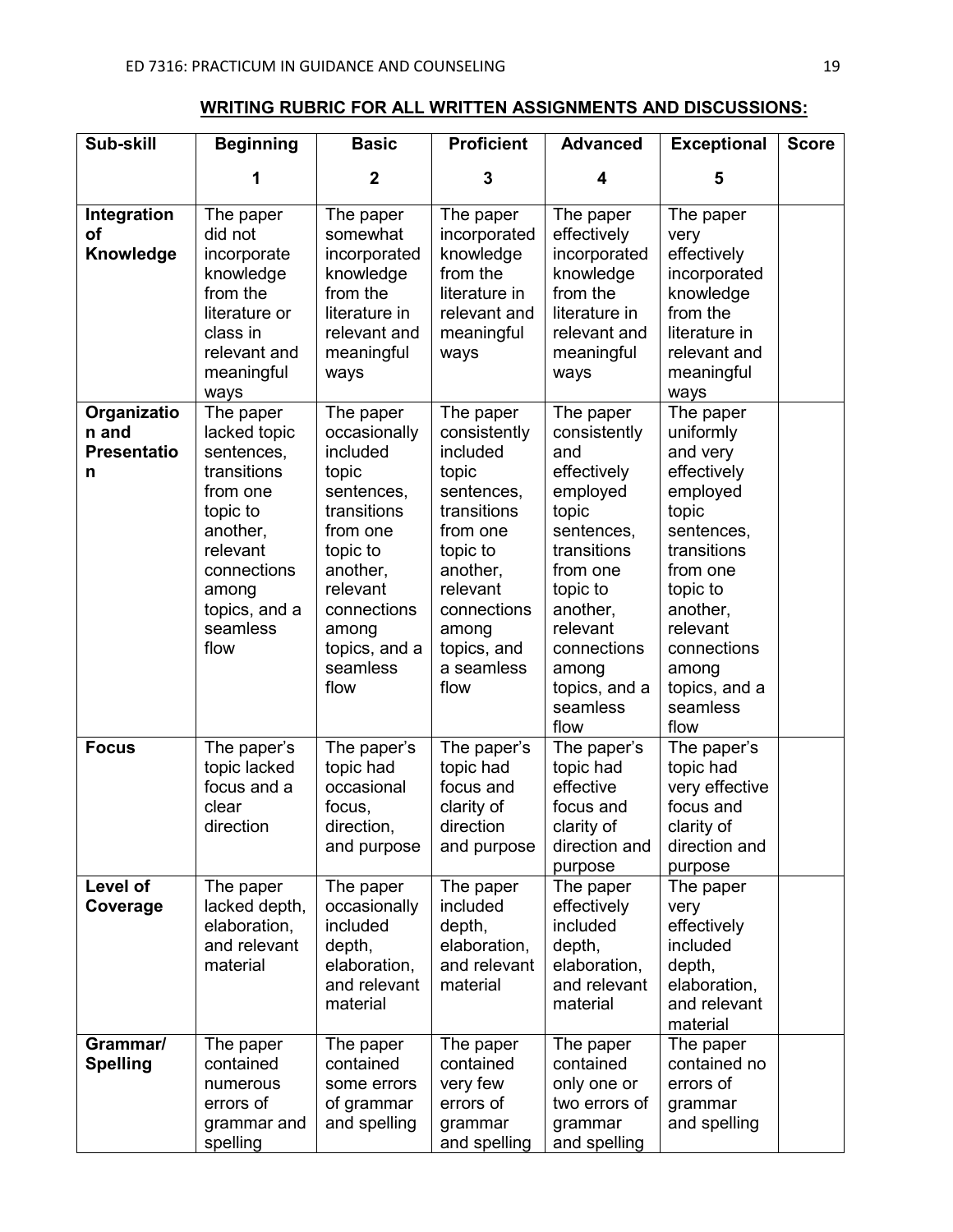## WRITING RUBRIC FOR ALL WRITTEN ASSIGNMENTS AND DISCUSSIONS:

| Sub-skill | Beginning<br>1 | Basic<br>2 | Proficient<br>3 | Advanced<br>4 | Exceptional<br>5 | Score |
|---|---|---|---|---|---|---|
| **Integration of Knowledge** | The paper did not incorporate knowledge from the literature or class in relevant and meaningful ways | The paper somewhat incorporated knowledge from the literature in relevant and meaningful ways | The paper incorporated knowledge from the literature in relevant and meaningful ways | The paper effectively incorporated knowledge from the literature in relevant and meaningful ways | The paper very effectively incorporated knowledge from the literature in relevant and meaningful ways | |
| **Organization and Presentation** | The paper lacked topic sentences, transitions from one topic to another, relevant connections among topics, and a seamless flow | The paper occasionally included topic sentences, transitions from one topic to another, relevant connections among topics, and a seamless flow | The paper consistently included topic sentences, transitions from one topic to another, relevant connections among topics, and a seamless flow | The paper consistently and effectively employed topic sentences, transitions from one topic to another, relevant connections among topics, and a seamless flow | The paper uniformly and very effectively employed topic sentences, transitions from one topic to another, relevant connections among topics, and a seamless flow | |
| **Focus** | The paper's topic lacked focus and a clear direction | The paper's topic had occasional focus, direction, and purpose | The paper's topic had focus and clarity of direction and purpose | The paper's topic had effective focus and clarity of direction and purpose | The paper's topic had very effective focus and clarity of direction and purpose | |
| **Level of Coverage** | The paper lacked depth, elaboration, and relevant material | The paper occasionally included depth, elaboration, and relevant material | The paper included depth, elaboration, and relevant material | The paper effectively included depth, elaboration, and relevant material | The paper very effectively included depth, elaboration, and relevant material | |
| **Grammar/ Spelling** | The paper contained numerous errors of grammar and spelling | The paper contained some errors of grammar and spelling | The paper contained very few errors of grammar and spelling | The paper contained only one or two errors of grammar and spelling | The paper contained no errors of grammar and spelling | |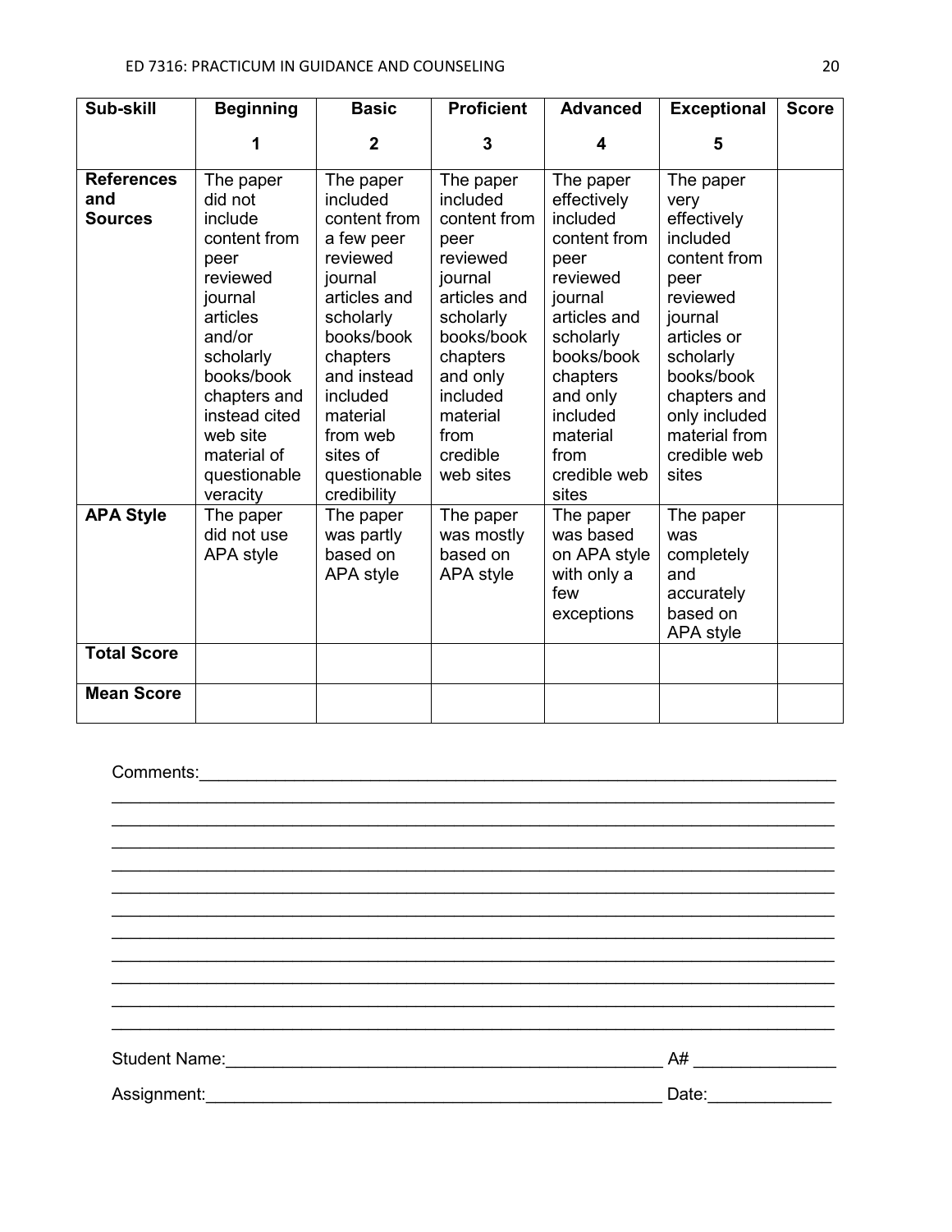| Sub-skill | Beginning<br>1 | Basic<br>2 | Proficient<br>3 | Advanced<br>4 | Exceptional<br>5 | Score |
|---|---|---|---|---|---|---|
| **References and Sources** | The paper did not include content from peer reviewed journal articles and/or scholarly books/book chapters and instead cited web site material of questionable veracity | The paper included content from a few peer reviewed journal articles and scholarly books/book chapters and instead included material from web sites of questionable credibility | The paper included content from peer reviewed journal articles and scholarly books/book chapters and only included material from credible web sites | The paper effectively included content from peer reviewed journal articles and scholarly books/book chapters and only included material from credible web sites | The paper very effectively included content from peer reviewed journal articles or scholarly books/book chapters and only included material from credible web sites | |
| **APA Style** | The paper did not use APA style | The paper was partly based on APA style | The paper was mostly based on APA style | The paper was based on APA style with only a few exceptions | The paper was completely and accurately based on APA style | |
| **Total Score** | | | | | | |
| **Mean Score** | | | | | | |

Comments:_______________________________________________________________________
______________________________________________________________________________
______________________________________________________________________________
______________________________________________________________________________
______________________________________________________________________________
______________________________________________________________________________
______________________________________________________________________________
______________________________________________________________________________
______________________________________________________________________________
______________________________________________________________________________
______________________________________________________________________________
______________________________________________________________________________

Student Name:_______________________________________________ A# _______________

Assignment:_________________________________________________ Date:_____________